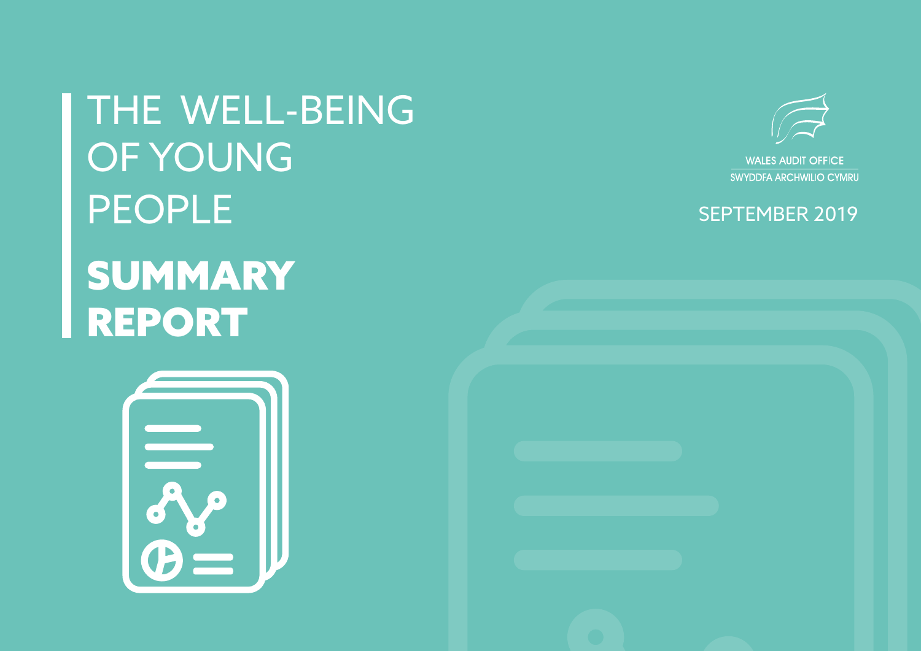# THE WELL-BEING OF YOUNG PEOPLE

# SUMMARY REPORT

WALES AUDIT OFFICE
SWYDDFA ARCHWILIO CYMRU

SEPTEMBER 2019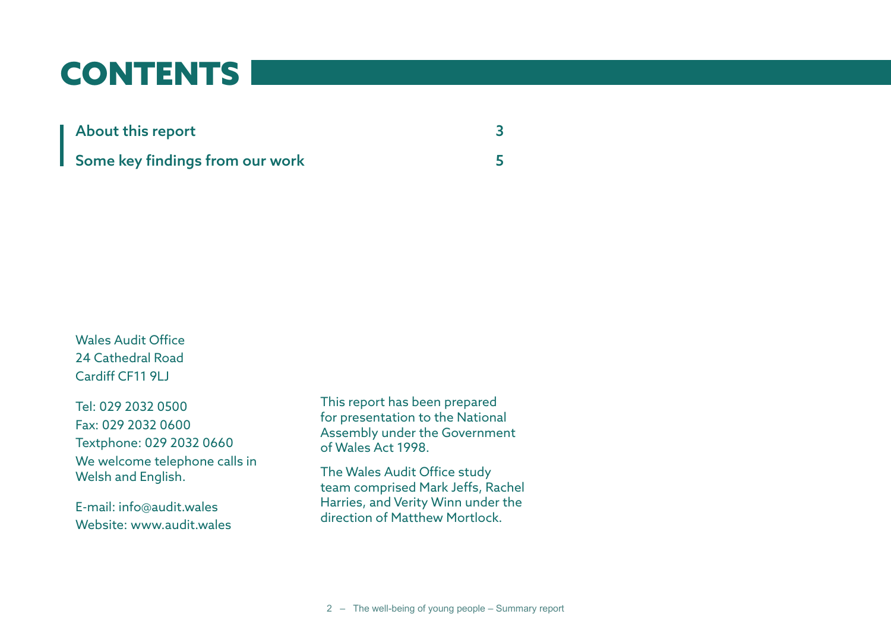# CONTENTS

| | |
|---|---|
| About this report | 3 |
| Some key findings from our work | 5 |

Wales Audit Office
24 Cathedral Road
Cardiff CF11 9LJ

Tel: 029 2032 0500
Fax: 029 2032 0600
Textphone: 029 2032 0660
We welcome telephone calls in Welsh and English.

E-mail: info@audit.wales
Website: www.audit.wales

This report has been prepared for presentation to the National Assembly under the Government of Wales Act 1998.

The Wales Audit Office study team comprised Mark Jeffs, Rachel Harries, and Verity Winn under the direction of Matthew Mortlock.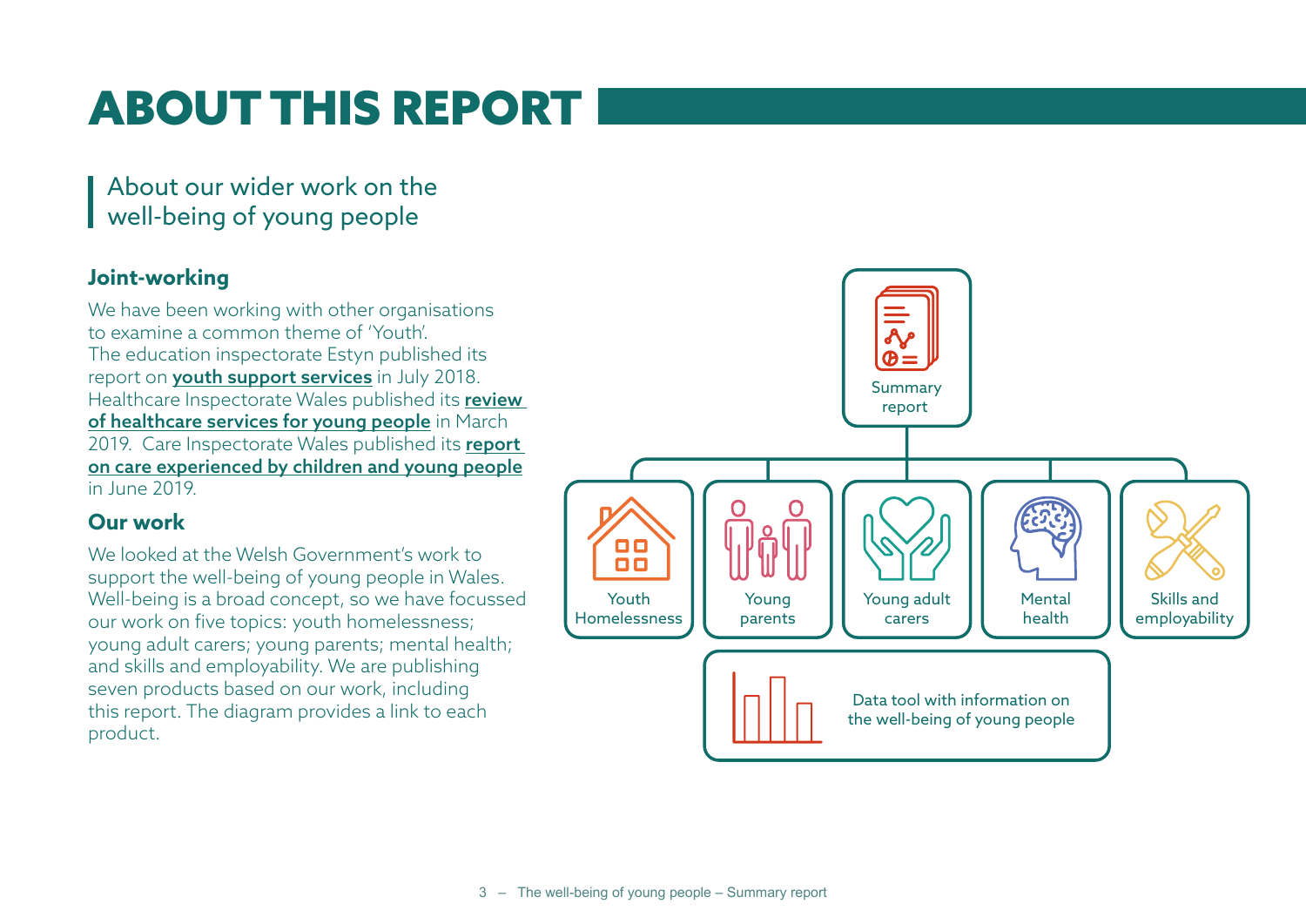# ABOUT THIS REPORT

## About our wider work on the well-being of young people

### Joint-working

We have been working with other organisations to examine a common theme of 'Youth'. The education inspectorate Estyn published its report on **youth support services** in July 2018. Healthcare Inspectorate Wales published its **review of healthcare services for young people** in March 2019. Care Inspectorate Wales published its **report on care experienced by children and young people** in June 2019.

### Our work

We looked at the Welsh Government's work to support the well-being of young people in Wales. Well-being is a broad concept, so we have focussed our work on five topics: youth homelessness; young adult carers; young parents; mental health; and skills and employability. We are publishing seven products based on our work, including this report. The diagram provides a link to each product.

Summary report

Youth Homelessness

Young parents

Young adult carers

Mental health

Skills and employability

Data tool with information on the well-being of young people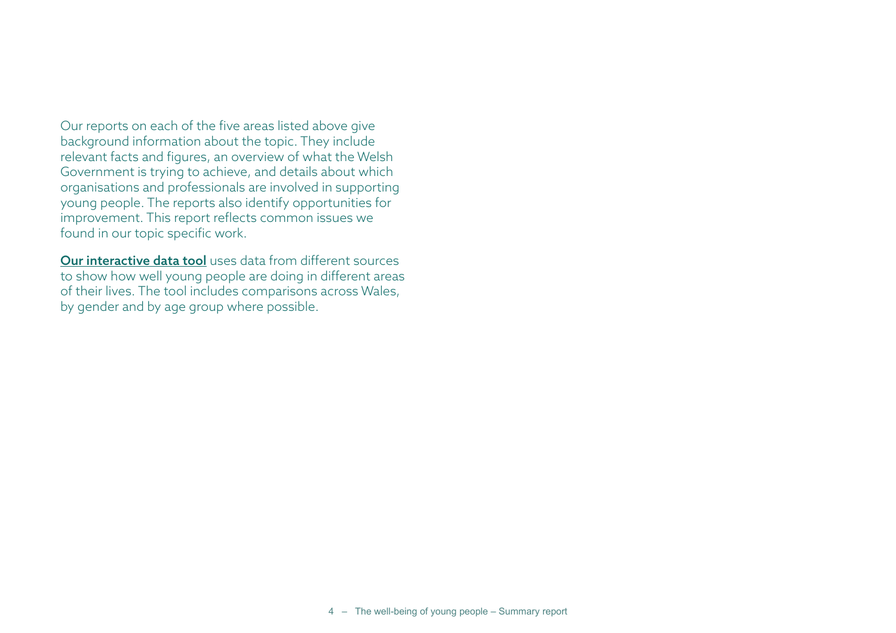Our reports on each of the five areas listed above give background information about the topic. They include relevant facts and figures, an overview of what the Welsh Government is trying to achieve, and details about which organisations and professionals are involved in supporting young people. The reports also identify opportunities for improvement. This report reflects common issues we found in our topic specific work.

**Our interactive data tool** uses data from different sources to show how well young people are doing in different areas of their lives. The tool includes comparisons across Wales, by gender and by age group where possible.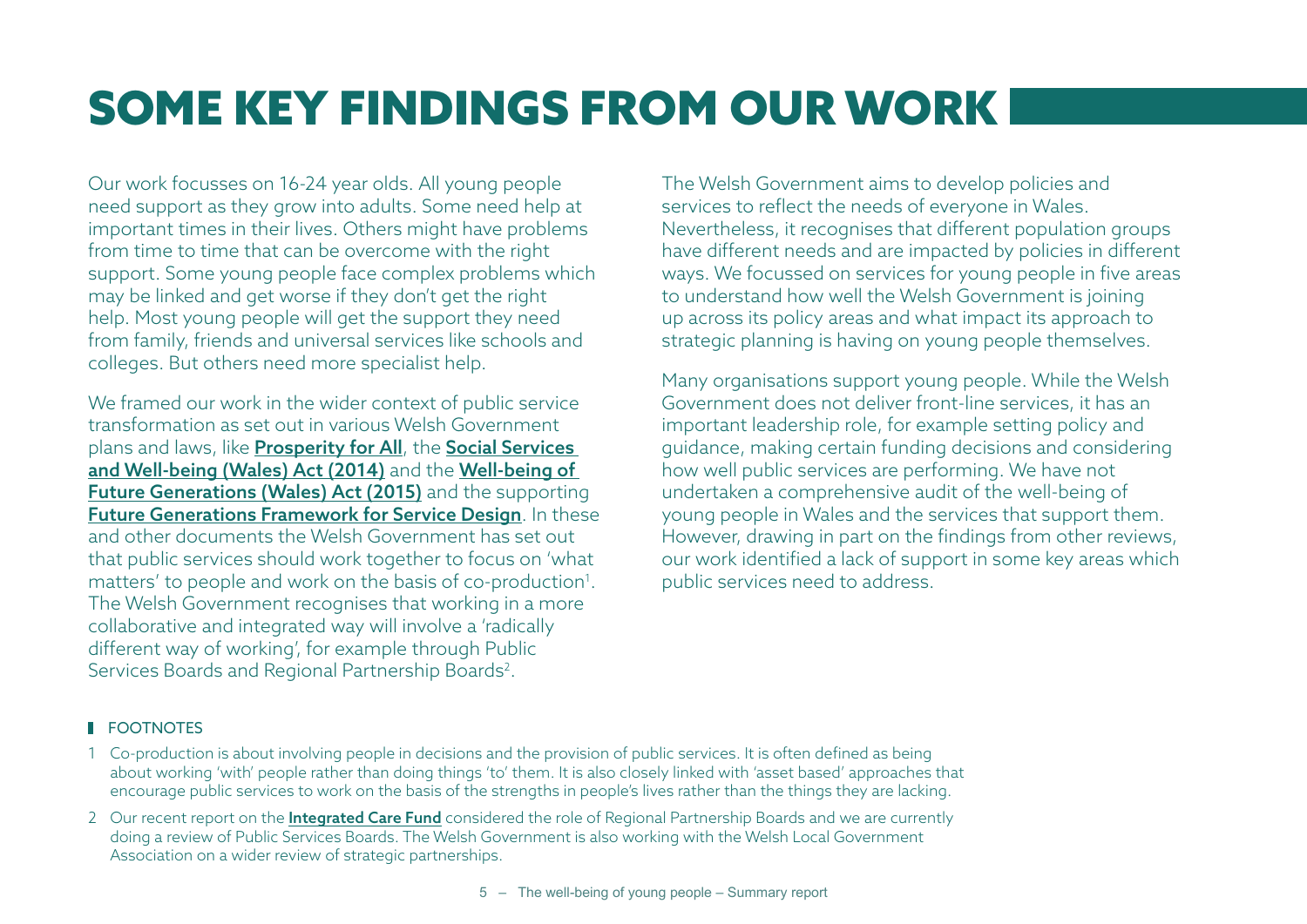# SOME KEY FINDINGS FROM OUR WORK

Our work focusses on 16-24 year olds. All young people need support as they grow into adults. Some need help at important times in their lives. Others might have problems from time to time that can be overcome with the right support. Some young people face complex problems which may be linked and get worse if they don't get the right help. Most young people will get the support they need from family, friends and universal services like schools and colleges. But others need more specialist help.

We framed our work in the wider context of public service transformation as set out in various Welsh Government plans and laws, like **Prosperity for All**, the **Social Services and Well-being (Wales) Act (2014)** and the **Well-being of Future Generations (Wales) Act (2015)** and the supporting **Future Generations Framework for Service Design**. In these and other documents the Welsh Government has set out that public services should work together to focus on 'what matters' to people and work on the basis of co-production[1]. The Welsh Government recognises that working in a more collaborative and integrated way will involve a 'radically different way of working', for example through Public Services Boards and Regional Partnership Boards[2].

The Welsh Government aims to develop policies and services to reflect the needs of everyone in Wales. Nevertheless, it recognises that different population groups have different needs and are impacted by policies in different ways. We focussed on services for young people in five areas to understand how well the Welsh Government is joining up across its policy areas and what impact its approach to strategic planning is having on young people themselves.

Many organisations support young people. While the Welsh Government does not deliver front-line services, it has an important leadership role, for example setting policy and guidance, making certain funding decisions and considering how well public services are performing. We have not undertaken a comprehensive audit of the well-being of young people in Wales and the services that support them. However, drawing in part on the findings from other reviews, our work identified a lack of support in some key areas which public services need to address.

## FOOTNOTES

1 Co-production is about involving people in decisions and the provision of public services. It is often defined as being about working 'with' people rather than doing things 'to' them. It is also closely linked with 'asset based' approaches that encourage public services to work on the basis of the strengths in people's lives rather than the things they are lacking.

2 Our recent report on the **Integrated Care Fund** considered the role of Regional Partnership Boards and we are currently doing a review of Public Services Boards. The Welsh Government is also working with the Welsh Local Government Association on a wider review of strategic partnerships.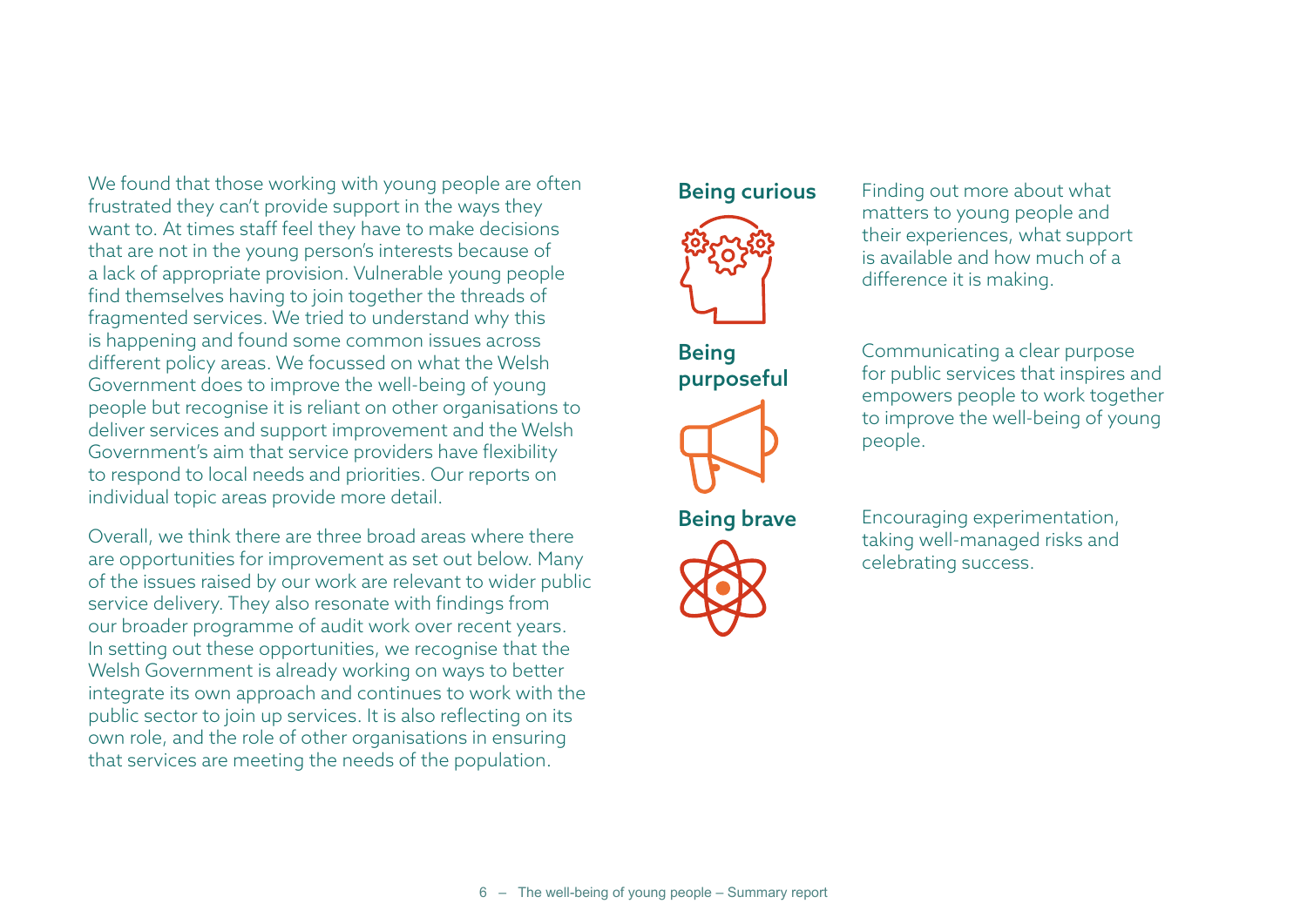We found that those working with young people are often frustrated they can't provide support in the ways they want to. At times staff feel they have to make decisions that are not in the young person's interests because of a lack of appropriate provision. Vulnerable young people find themselves having to join together the threads of fragmented services. We tried to understand why this is happening and found some common issues across different policy areas. We focussed on what the Welsh Government does to improve the well-being of young people but recognise it is reliant on other organisations to deliver services and support improvement and the Welsh Government's aim that service providers have flexibility to respond to local needs and priorities. Our reports on individual topic areas provide more detail.

Overall, we think there are three broad areas where there are opportunities for improvement as set out below. Many of the issues raised by our work are relevant to wider public service delivery. They also resonate with findings from our broader programme of audit work over recent years. In setting out these opportunities, we recognise that the Welsh Government is already working on ways to better integrate its own approach and continues to work with the public sector to join up services. It is also reflecting on its own role, and the role of other organisations in ensuring that services are meeting the needs of the population.

**Being curious**

Finding out more about what matters to young people and their experiences, what support is available and how much of a difference it is making.

**Being purposeful**

Communicating a clear purpose for public services that inspires and empowers people to work together to improve the well-being of young people.

**Being brave**

Encouraging experimentation, taking well-managed risks and celebrating success.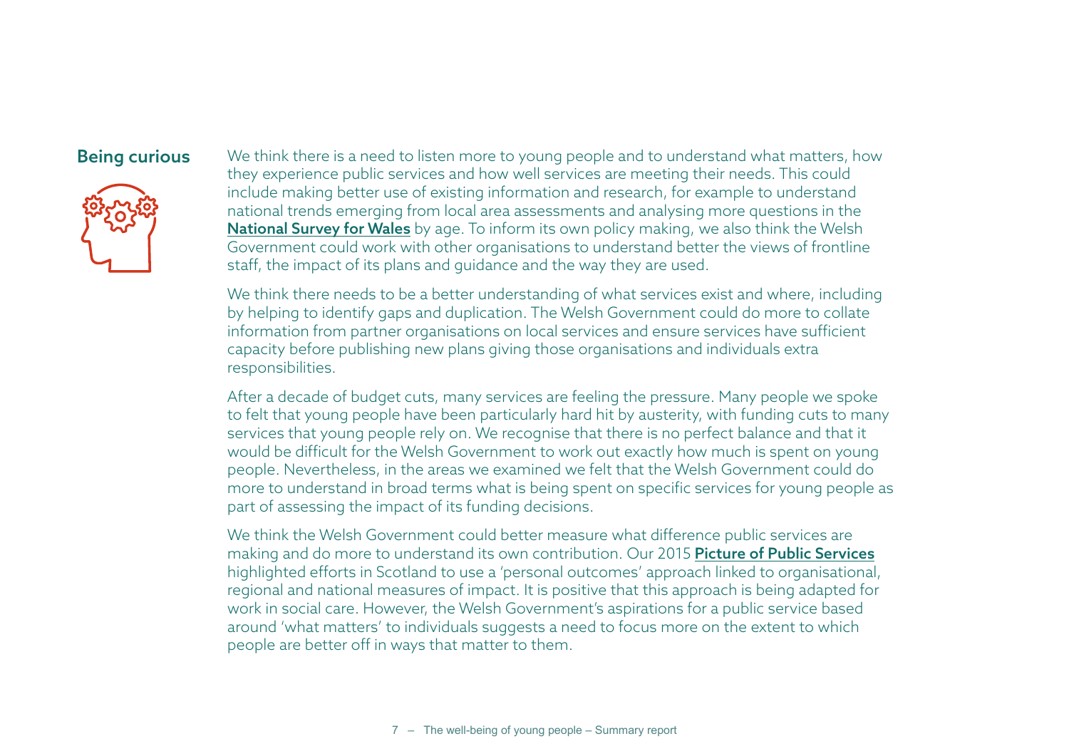## Being curious

We think there is a need to listen more to young people and to understand what matters, how they experience public services and how well services are meeting their needs. This could include making better use of existing information and research, for example to understand national trends emerging from local area assessments and analysing more questions in the **National Survey for Wales** by age. To inform its own policy making, we also think the Welsh Government could work with other organisations to understand better the views of frontline staff, the impact of its plans and guidance and the way they are used.

We think there needs to be a better understanding of what services exist and where, including by helping to identify gaps and duplication. The Welsh Government could do more to collate information from partner organisations on local services and ensure services have sufficient capacity before publishing new plans giving those organisations and individuals extra responsibilities.

After a decade of budget cuts, many services are feeling the pressure. Many people we spoke to felt that young people have been particularly hard hit by austerity, with funding cuts to many services that young people rely on. We recognise that there is no perfect balance and that it would be difficult for the Welsh Government to work out exactly how much is spent on young people. Nevertheless, in the areas we examined we felt that the Welsh Government could do more to understand in broad terms what is being spent on specific services for young people as part of assessing the impact of its funding decisions.

We think the Welsh Government could better measure what difference public services are making and do more to understand its own contribution. Our 2015 **Picture of Public Services** highlighted efforts in Scotland to use a 'personal outcomes' approach linked to organisational, regional and national measures of impact. It is positive that this approach is being adapted for work in social care. However, the Welsh Government's aspirations for a public service based around 'what matters' to individuals suggests a need to focus more on the extent to which people are better off in ways that matter to them.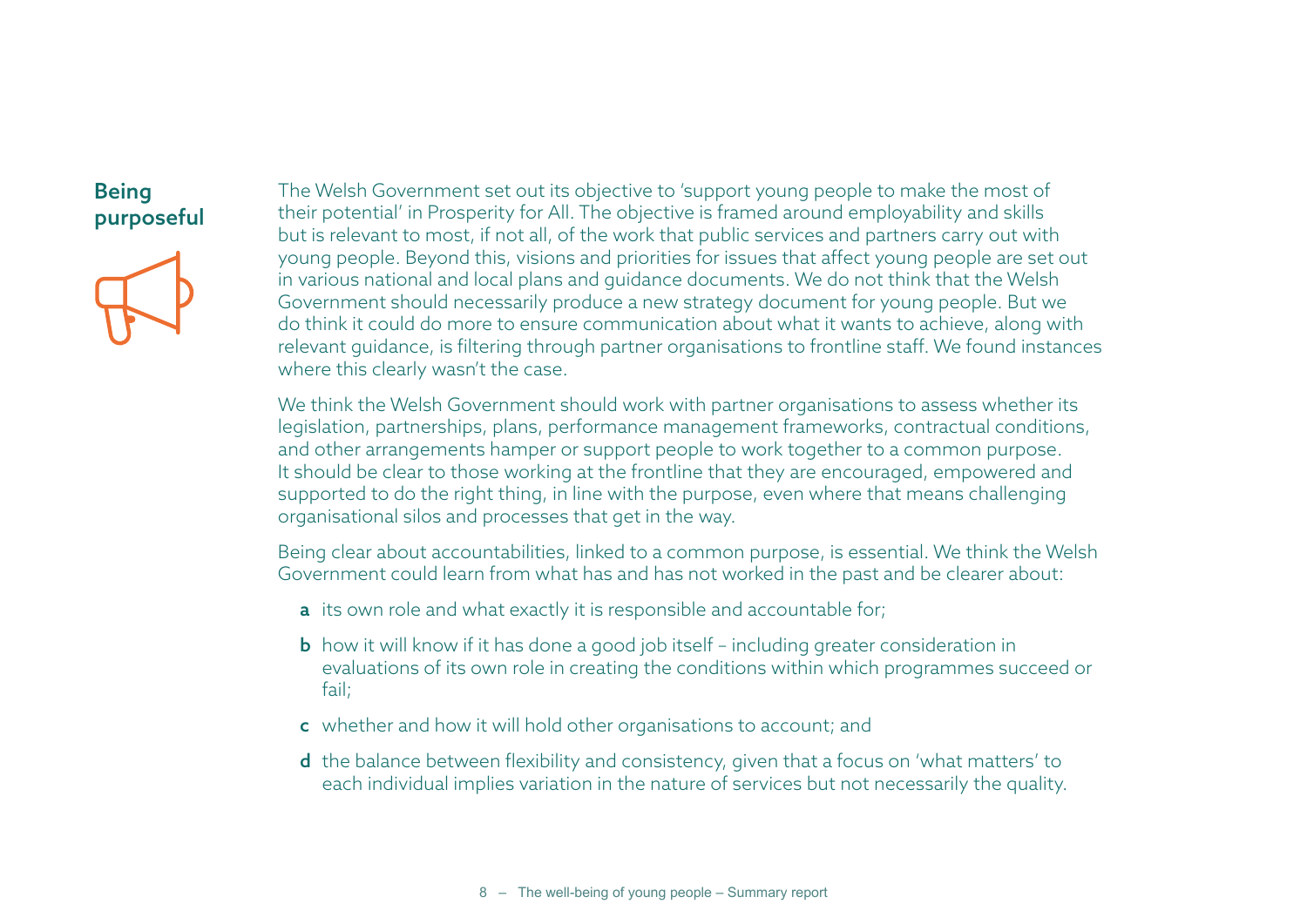## Being purposeful

The Welsh Government set out its objective to 'support young people to make the most of their potential' in Prosperity for All. The objective is framed around employability and skills but is relevant to most, if not all, of the work that public services and partners carry out with young people. Beyond this, visions and priorities for issues that affect young people are set out in various national and local plans and guidance documents. We do not think that the Welsh Government should necessarily produce a new strategy document for young people. But we do think it could do more to ensure communication about what it wants to achieve, along with relevant guidance, is filtering through partner organisations to frontline staff. We found instances where this clearly wasn't the case.

We think the Welsh Government should work with partner organisations to assess whether its legislation, partnerships, plans, performance management frameworks, contractual conditions, and other arrangements hamper or support people to work together to a common purpose. It should be clear to those working at the frontline that they are encouraged, empowered and supported to do the right thing, in line with the purpose, even where that means challenging organisational silos and processes that get in the way.

Being clear about accountabilities, linked to a common purpose, is essential. We think the Welsh Government could learn from what has and has not worked in the past and be clearer about:

- **a** its own role and what exactly it is responsible and accountable for;
- **b** how it will know if it has done a good job itself – including greater consideration in evaluations of its own role in creating the conditions within which programmes succeed or fail;
- **c** whether and how it will hold other organisations to account; and
- **d** the balance between flexibility and consistency, given that a focus on 'what matters' to each individual implies variation in the nature of services but not necessarily the quality.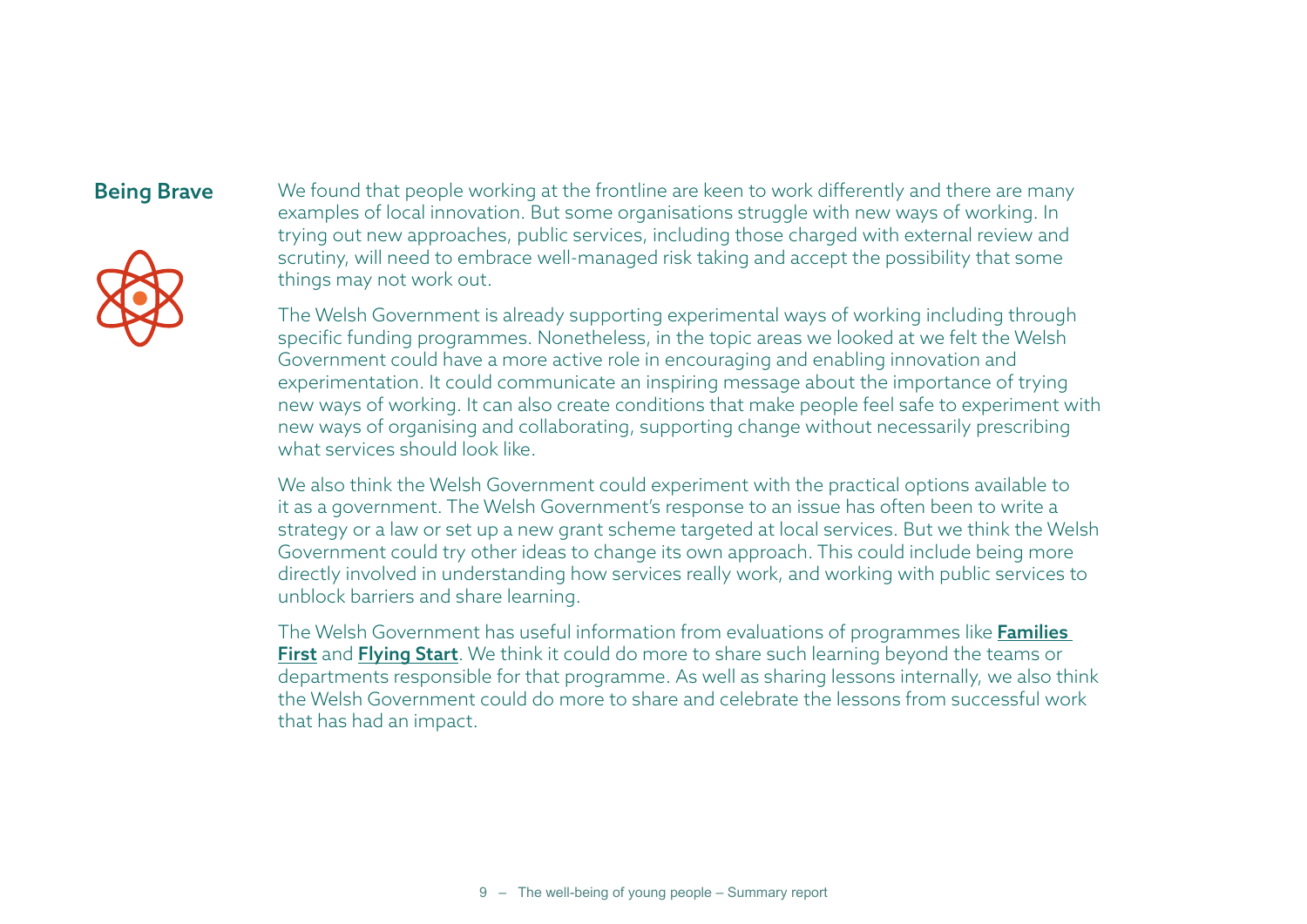## Being Brave

We found that people working at the frontline are keen to work differently and there are many examples of local innovation. But some organisations struggle with new ways of working. In trying out new approaches, public services, including those charged with external review and scrutiny, will need to embrace well-managed risk taking and accept the possibility that some things may not work out.

The Welsh Government is already supporting experimental ways of working including through specific funding programmes. Nonetheless, in the topic areas we looked at we felt the Welsh Government could have a more active role in encouraging and enabling innovation and experimentation. It could communicate an inspiring message about the importance of trying new ways of working. It can also create conditions that make people feel safe to experiment with new ways of organising and collaborating, supporting change without necessarily prescribing what services should look like.

We also think the Welsh Government could experiment with the practical options available to it as a government. The Welsh Government's response to an issue has often been to write a strategy or a law or set up a new grant scheme targeted at local services. But we think the Welsh Government could try other ideas to change its own approach. This could include being more directly involved in understanding how services really work, and working with public services to unblock barriers and share learning.

The Welsh Government has useful information from evaluations of programmes like **Families First** and **Flying Start**. We think it could do more to share such learning beyond the teams or departments responsible for that programme. As well as sharing lessons internally, we also think the Welsh Government could do more to share and celebrate the lessons from successful work that has had an impact.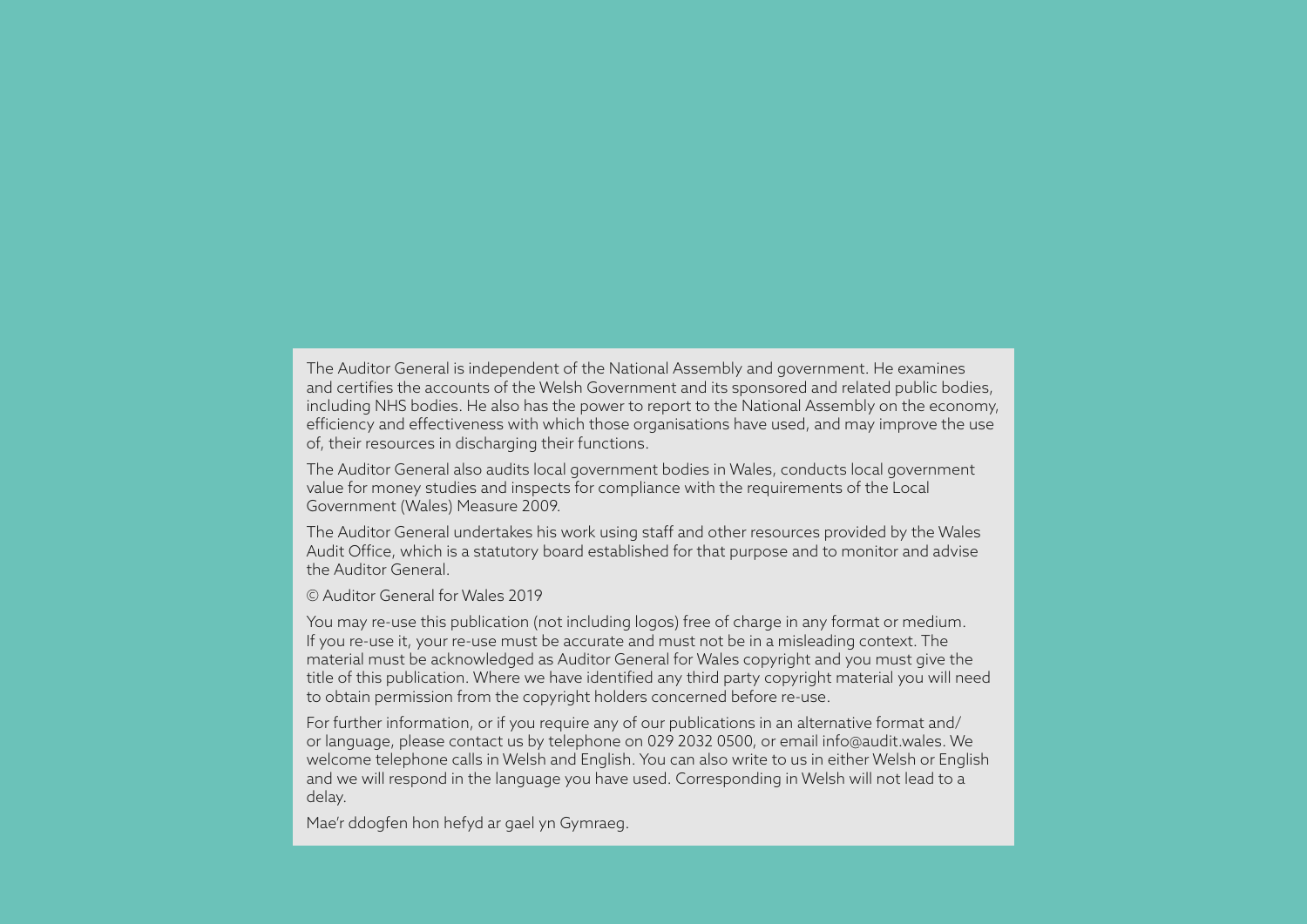The Auditor General is independent of the National Assembly and government. He examines and certifies the accounts of the Welsh Government and its sponsored and related public bodies, including NHS bodies. He also has the power to report to the National Assembly on the economy, efficiency and effectiveness with which those organisations have used, and may improve the use of, their resources in discharging their functions.

The Auditor General also audits local government bodies in Wales, conducts local government value for money studies and inspects for compliance with the requirements of the Local Government (Wales) Measure 2009.

The Auditor General undertakes his work using staff and other resources provided by the Wales Audit Office, which is a statutory board established for that purpose and to monitor and advise the Auditor General.

© Auditor General for Wales 2019

You may re-use this publication (not including logos) free of charge in any format or medium. If you re-use it, your re-use must be accurate and must not be in a misleading context. The material must be acknowledged as Auditor General for Wales copyright and you must give the title of this publication. Where we have identified any third party copyright material you will need to obtain permission from the copyright holders concerned before re-use.

For further information, or if you require any of our publications in an alternative format and/or language, please contact us by telephone on 029 2032 0500, or email info@audit.wales. We welcome telephone calls in Welsh and English. You can also write to us in either Welsh or English and we will respond in the language you have used. Corresponding in Welsh will not lead to a delay.

Mae'r ddogfen hon hefyd ar gael yn Gymraeg.